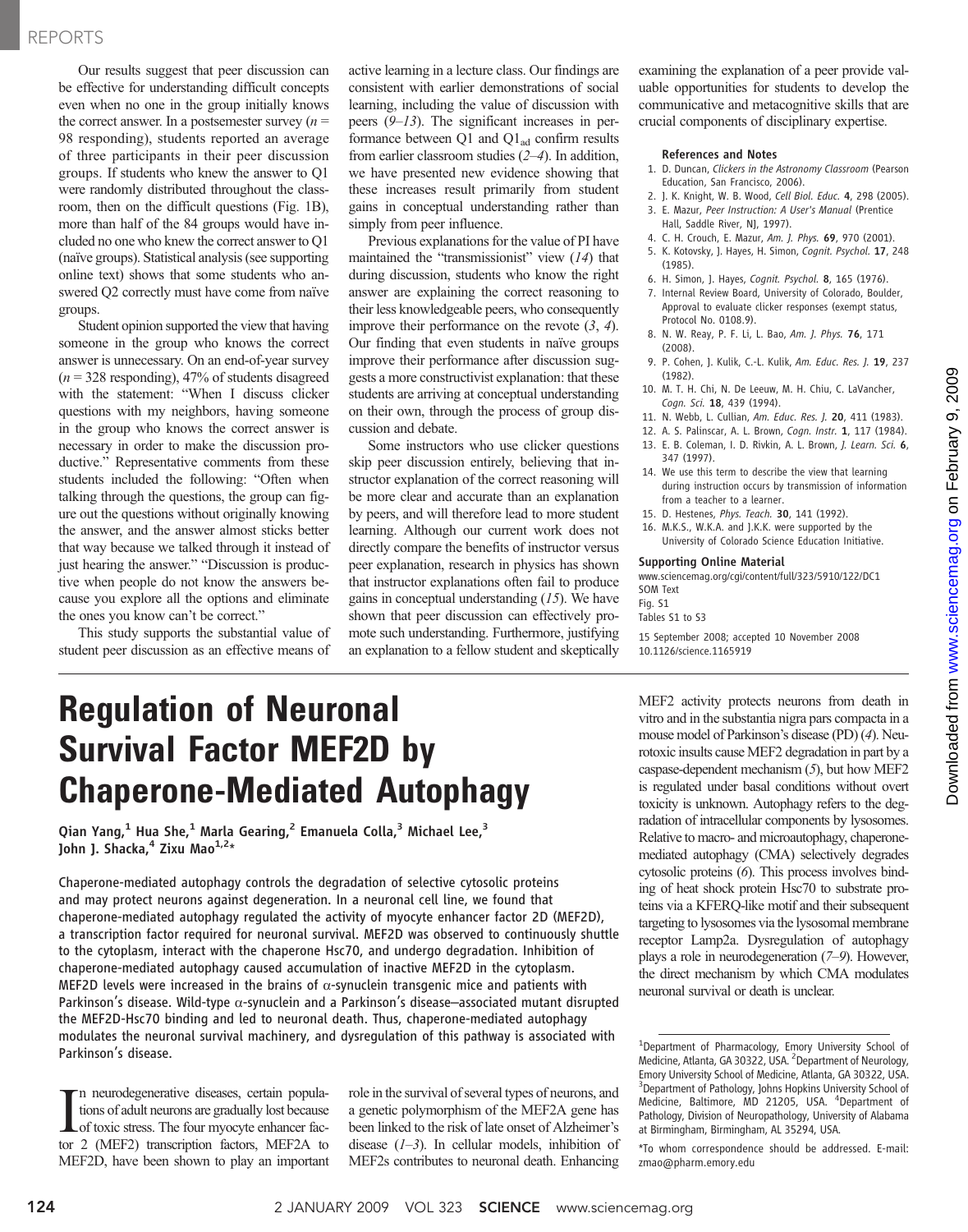Our results suggest that peer discussion can be effective for understanding difficult concepts even when no one in the group initially knows the correct answer. In a postsemester survey ($n$ = 98 responding), students reported an average of three participants in their peer discussion groups. If students who knew the answer to Q1 were randomly distributed throughout the classroom, then on the difficult questions (Fig. 1B), more than half of the 84 groups would have included no one who knew the correct answer to Q1 (naïve groups). Statistical analysis (see supporting online text) shows that some students who answered Q2 correctly must have come from naïve groups.

Student opinion supported the view that having someone in the group who knows the correct answer is unnecessary. On an end-of-year survey ($n$ = 328 responding), 47% of students disagreed with the statement: "When I discuss clicker questions with my neighbors, having someone in the group who knows the correct answer is necessary in order to make the discussion productive." Representative comments from these students included the following: "Often when talking through the questions, the group can figure out the questions without originally knowing the answer, and the answer almost sticks better that way because we talked through it instead of just hearing the answer." "Discussion is productive when people do not know the answers because you explore all the options and eliminate the ones you know can't be correct."

This study supports the substantial value of student peer discussion as an effective means of active learning in a lecture class. Our findings are consistent with earlier demonstrations of social learning, including the value of discussion with peers (*9*–*13*). The significant increases in performance between Q1 and $Q1_{ad}$ confirm results from earlier classroom studies (*2*–*4*). In addition, we have presented new evidence showing that these increases result primarily from student gains in conceptual understanding rather than simply from peer influence.

Previous explanations for the value of PI have maintained the "transmissionist" view (*14*) that during discussion, students who know the right answer are explaining the correct reasoning to their less knowledgeable peers, who consequently improve their performance on the revote (*3*, *4*). Our finding that even students in naïve groups improve their performance after discussion suggests a more constructivist explanation: that these students are arriving at conceptual understanding on their own, through the process of group discussion and debate.

Some instructors who use clicker questions skip peer discussion entirely, believing that instructor explanation of the correct reasoning will be more clear and accurate than an explanation by peers, and will therefore lead to more student learning. Although our current work does not directly compare the benefits of instructor versus peer explanation, research in physics has shown that instructor explanations often fail to produce gains in conceptual understanding (*15*). We have shown that peer discussion can effectively promote such understanding. Furthermore, justifying an explanation to a fellow student and skeptically examining the explanation of a peer provide valuable opportunities for students to develop the communicative and metacognitive skills that are crucial components of disciplinary expertise.

### References and Notes

1. D. Duncan, *Clickers in the Astronomy Classroom* (Pearson Education, San Francisco, 2006).
2. J. K. Knight, W. B. Wood, *Cell Biol. Educ.* **4**, 298 (2005).
3. E. Mazur, *Peer Instruction: A User's Manual* (Prentice Hall, Saddle River, NJ, 1997).
4. C. H. Crouch, E. Mazur, *Am. J. Phys.* **69**, 970 (2001).
5. K. Kotovsky, J. Hayes, H. Simon, *Cognit. Psychol.* **17**, 248 (1985).
6. H. Simon, J. Hayes, *Cognit. Psychol.* **8**, 165 (1976).
7. Internal Review Board, University of Colorado, Boulder, Approval to evaluate clicker responses (exempt status, Protocol No. 0108.9).
8. N. W. Reay, P. F. Li, L. Bao, *Am. J. Phys.* **76**, 171 (2008).
9. P. Cohen, J. Kulik, C.-L. Kulik, *Am. Educ. Res. J.* **19**, 237 (1982).
10. M. T. H. Chi, N. De Leeuw, M. H. Chiu, C. LaVancher, *Cogn. Sci.* **18**, 439 (1994).
11. N. Webb, L. Cullian, *Am. Educ. Res. J.* **20**, 411 (1983).
12. A. S. Palinscar, A. L. Brown, *Cogn. Instr.* **1**, 117 (1984).
13. E. B. Coleman, I. D. Rivkin, A. L. Brown, *J. Learn. Sci.* **6**, 347 (1997).
14. We use this term to describe the view that learning during instruction occurs by transmission of information from a teacher to a learner.
15. D. Hestenes, *Phys. Teach.* **30**, 141 (1992).
16. M.K.S., W.K.A. and J.K.K. were supported by the University of Colorado Science Education Initiative.

### Supporting Online Material

www.sciencemag.org/cgi/content/full/323/5910/122/DC1
SOM Text
Fig. S1
Tables S1 to S3

15 September 2008; accepted 10 November 2008
10.1126/science.1165919

# Regulation of Neuronal Survival Factor MEF2D by Chaperone-Mediated Autophagy

Qian Yang,[1] Hua She,[1] Marla Gearing,[2] Emanuela Colla,[3] Michael Lee,[3] John J. Shacka,[4] Zixu Mao[1,2]*

Chaperone-mediated autophagy controls the degradation of selective cytosolic proteins and may protect neurons against degeneration. In a neuronal cell line, we found that chaperone-mediated autophagy regulated the activity of myocyte enhancer factor 2D (MEF2D), a transcription factor required for neuronal survival. MEF2D was observed to continuously shuttle to the cytoplasm, interact with the chaperone Hsc70, and undergo degradation. Inhibition of chaperone-mediated autophagy caused accumulation of inactive MEF2D in the cytoplasm. MEF2D levels were increased in the brains of α-synuclein transgenic mice and patients with Parkinson's disease. Wild-type α-synuclein and a Parkinson's disease–associated mutant disrupted the MEF2D-Hsc70 binding and led to neuronal death. Thus, chaperone-mediated autophagy modulates the neuronal survival machinery, and dysregulation of this pathway is associated with Parkinson's disease.

In neurodegenerative diseases, certain populations of adult neurons are gradually lost because of toxic stress. The four myocyte enhancer factor 2 (MEF2) transcription factors, MEF2A to MEF2D, have been shown to play an important role in the survival of several types of neurons, and a genetic polymorphism of the MEF2A gene has been linked to the risk of late onset of Alzheimer's disease (*1*–*3*). In cellular models, inhibition of MEF2s contributes to neuronal death. Enhancing MEF2 activity protects neurons from death in vitro and in the substantia nigra pars compacta in a mouse model of Parkinson's disease (PD) (*4*). Neurotoxic insults cause MEF2 degradation in part by a caspase-dependent mechanism (*5*), but how MEF2 is regulated under basal conditions without overt toxicity is unknown. Autophagy refers to the degradation of intracellular components by lysosomes. Relative to macro- and microautophagy, chaperone-mediated autophagy (CMA) selectively degrades cytosolic proteins (*6*). This process involves binding of heat shock protein Hsc70 to substrate proteins via a KFERQ-like motif and their subsequent targeting to lysosomes via the lysosomal membrane receptor Lamp2a. Dysregulation of autophagy plays a role in neurodegeneration (*7*–*9*). However, the direct mechanism by which CMA modulates neuronal survival or death is unclear.

[1]Department of Pharmacology, Emory University School of Medicine, Atlanta, GA 30322, USA. [2]Department of Neurology, Emory University School of Medicine, Atlanta, GA 30322, USA. [3]Department of Pathology, Johns Hopkins University School of Medicine, Baltimore, MD 21205, USA. [4]Department of Pathology, Division of Neuropathology, University of Alabama at Birmingham, Birmingham, AL 35294, USA.

*To whom correspondence should be addressed. E-mail: zmao@pharm.emory.edu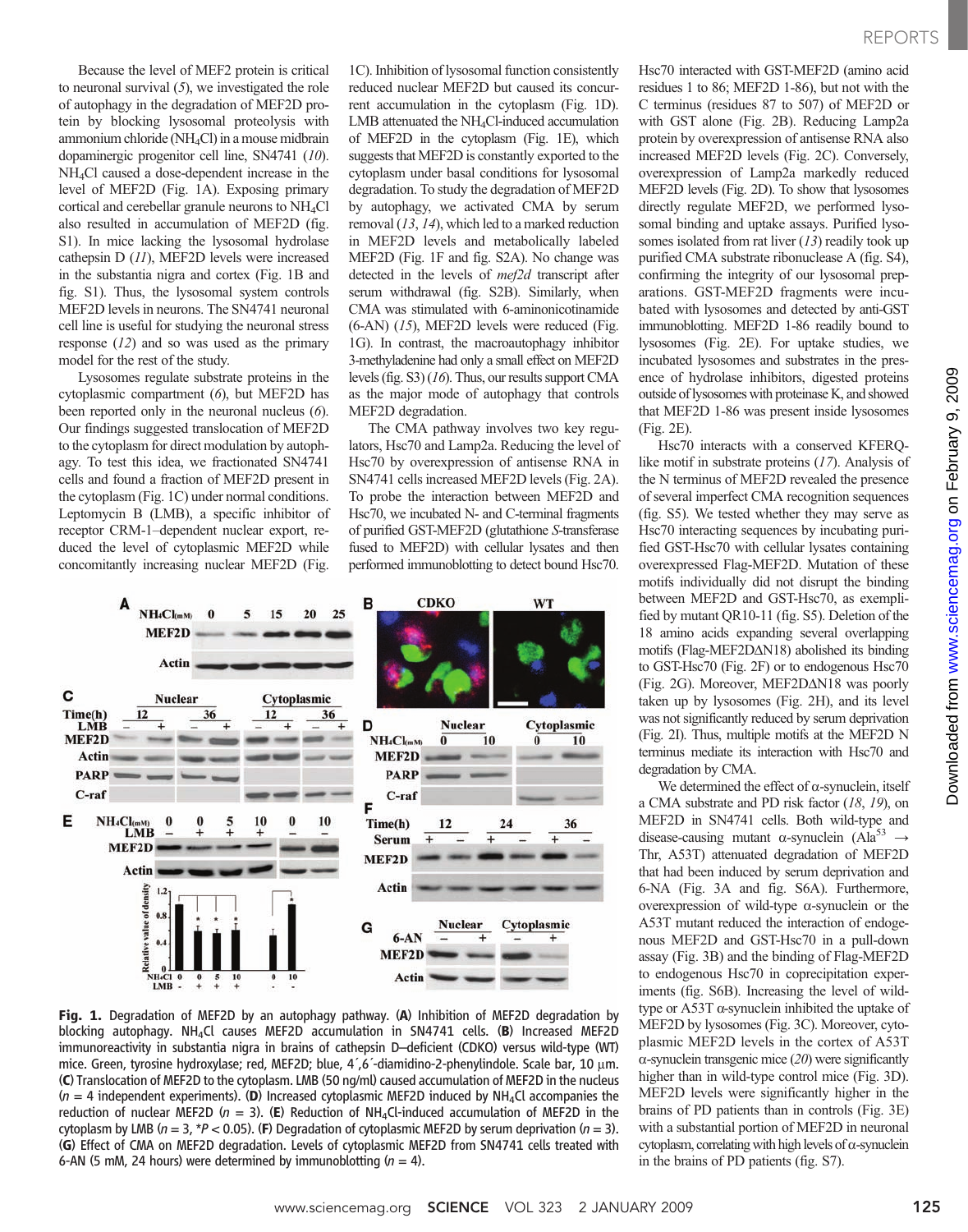Because the level of MEF2 protein is critical to neuronal survival (*5*), we investigated the role of autophagy in the degradation of MEF2D protein by blocking lysosomal proteolysis with ammonium chloride ($NH_4Cl$) in a mouse midbrain dopaminergic progenitor cell line, SN4741 (*10*). $NH_4Cl$ caused a dose-dependent increase in the level of MEF2D (Fig. 1A). Exposing primary cortical and cerebellar granule neurons to $NH_4Cl$ also resulted in accumulation of MEF2D (fig. S1). In mice lacking the lysosomal hydrolase cathepsin D (*11*), MEF2D levels were increased in the substantia nigra and cortex (Fig. 1B and fig. S1). Thus, the lysosomal system controls MEF2D levels in neurons. The SN4741 neuronal cell line is useful for studying the neuronal stress response (*12*) and so was used as the primary model for the rest of the study.

Lysosomes regulate substrate proteins in the cytoplasmic compartment (*6*), but MEF2D has been reported only in the neuronal nucleus (*6*). Our findings suggested translocation of MEF2D to the cytoplasm for direct modulation by autophagy. To test this idea, we fractionated SN4741 cells and found a fraction of MEF2D present in the cytoplasm (Fig. 1C) under normal conditions. Leptomycin B (LMB), a specific inhibitor of receptor CRM-1–dependent nuclear export, reduced the level of cytoplasmic MEF2D while concomitantly increasing nuclear MEF2D (Fig. 1C). Inhibition of lysosomal function consistently reduced nuclear MEF2D but caused its concurrent accumulation in the cytoplasm (Fig. 1D). LMB attenuated the $NH_4Cl$-induced accumulation of MEF2D in the cytoplasm (Fig. 1E), which suggests that MEF2D is constantly exported to the cytoplasm under basal conditions for lysosomal degradation. To study the degradation of MEF2D by autophagy, we activated CMA by serum removal (*13*, *14*), which led to a marked reduction in MEF2D levels and metabolically labeled MEF2D (Fig. 1F and fig. S2A). No change was detected in the levels of *mef2d* transcript after serum withdrawal (fig. S2B). Similarly, when CMA was stimulated with 6-aminonicotinamide (6-AN) (*15*), MEF2D levels were reduced (Fig. 1G). In contrast, the macroautophagy inhibitor 3-methyladenine had only a small effect on MEF2D levels (fig. S3) (*16*). Thus, our results support CMA as the major mode of autophagy that controls MEF2D degradation.

The CMA pathway involves two key regulators, Hsc70 and Lamp2a. Reducing the level of Hsc70 by overexpression of antisense RNA in SN4741 cells increased MEF2D levels (Fig. 2A). To probe the interaction between MEF2D and Hsc70, we incubated N- and C-terminal fragments of purified GST-MEF2D (glutathione *S*-transferase fused to MEF2D) with cellular lysates and then performed immunoblotting to detect bound Hsc70. Hsc70 interacted with GST-MEF2D (amino acid residues 1 to 86; MEF2D 1-86), but not with the C terminus (residues 87 to 507) of MEF2D or with GST alone (Fig. 2B). Reducing Lamp2a protein by overexpression of antisense RNA also increased MEF2D levels (Fig. 2C). Conversely, overexpression of Lamp2a markedly reduced MEF2D levels (Fig. 2D). To show that lysosomes directly regulate MEF2D, we performed lysosomal binding and uptake assays. Purified lysosomes isolated from rat liver (*13*) readily took up purified CMA substrate ribonuclease A (fig. S4), confirming the integrity of our lysosomal preparations. GST-MEF2D fragments were incubated with lysosomes and detected by anti-GST immunoblotting. MEF2D 1-86 readily bound to lysosomes (Fig. 2E). For uptake studies, we incubated lysosomes and substrates in the presence of hydrolase inhibitors, digested proteins outside of lysosomes with proteinase K, and showed that MEF2D 1-86 was present inside lysosomes (Fig. 2E).

Hsc70 interacts with a conserved KFERQ-like motif in substrate proteins (*17*). Analysis of the N terminus of MEF2D revealed the presence of several imperfect CMA recognition sequences (fig. S5). We tested whether they may serve as Hsc70 interacting sequences by incubating purified GST-Hsc70 with cellular lysates containing overexpressed Flag-MEF2D. Mutation of these motifs individually did not disrupt the binding between MEF2D and GST-Hsc70, as exemplified by mutant QR10-11 (fig. S5). Deletion of the 18 amino acids expanding several overlapping motifs (Flag-MEF2DΔN18) abolished its binding to GST-Hsc70 (Fig. 2F) or to endogenous Hsc70 (Fig. 2G). Moreover, MEF2DΔN18 was poorly taken up by lysosomes (Fig. 2H), and its level was not significantly reduced by serum deprivation (Fig. 2I). Thus, multiple motifs at the MEF2D N terminus mediate its interaction with Hsc70 and degradation by CMA.

We determined the effect of α-synuclein, itself a CMA substrate and PD risk factor (*18*, *19*), on MEF2D in SN4741 cells. Both wild-type and disease-causing mutant α-synuclein ($Ala^{53} \rightarrow$ Thr, A53T) attenuated degradation of MEF2D that had been induced by serum deprivation and 6-NA (Fig. 3A and fig. S6A). Furthermore, overexpression of wild-type α-synuclein or the A53T mutant reduced the interaction of endogenous MEF2D and GST-Hsc70 in a pull-down assay (Fig. 3B) and the binding of Flag-MEF2D to endogenous Hsc70 in coprecipitation experiments (fig. S6B). Increasing the level of wild-type or A53T α-synuclein inhibited the uptake of MEF2D by lysosomes (Fig. 3C). Moreover, cytoplasmic MEF2D levels in the cortex of A53T α-synuclein transgenic mice (*20*) were significantly higher than in wild-type control mice (Fig. 3D). MEF2D levels were significantly higher in the brains of PD patients than in controls (Fig. 3E) with a substantial portion of MEF2D in neuronal cytoplasm, correlating with high levels of α-synuclein in the brains of PD patients (fig. S7).

**Fig. 1.** Degradation of MEF2D by an autophagy pathway. (**A**) Inhibition of MEF2D degradation by blocking autophagy. $NH_4Cl$ causes MEF2D accumulation in SN4741 cells. (**B**) Increased MEF2D immunoreactivity in substantia nigra in brains of cathepsin D–deficient (CDKO) versus wild-type (WT) mice. Green, tyrosine hydroxylase; red, MEF2D; blue, 4′,6′-diamidino-2-phenylindole. Scale bar, 10 μm. (**C**) Translocation of MEF2D to the cytoplasm. LMB (50 ng/ml) caused accumulation of MEF2D in the nucleus ($n$ = 4 independent experiments). (**D**) Increased cytoplasmic MEF2D induced by $NH_4Cl$ accompanies the reduction of nuclear MEF2D ($n$ = 3). (**E**) Reduction of $NH_4Cl$-induced accumulation of MEF2D in the cytoplasm by LMB ($n$ = 3, \*$P$ < 0.05). (**F**) Degradation of cytoplasmic MEF2D by serum deprivation ($n$ = 3). (**G**) Effect of CMA on MEF2D degradation. Levels of cytoplasmic MEF2D from SN4741 cells treated with 6-AN (5 mM, 24 hours) were determined by immunoblotting ($n$ = 4).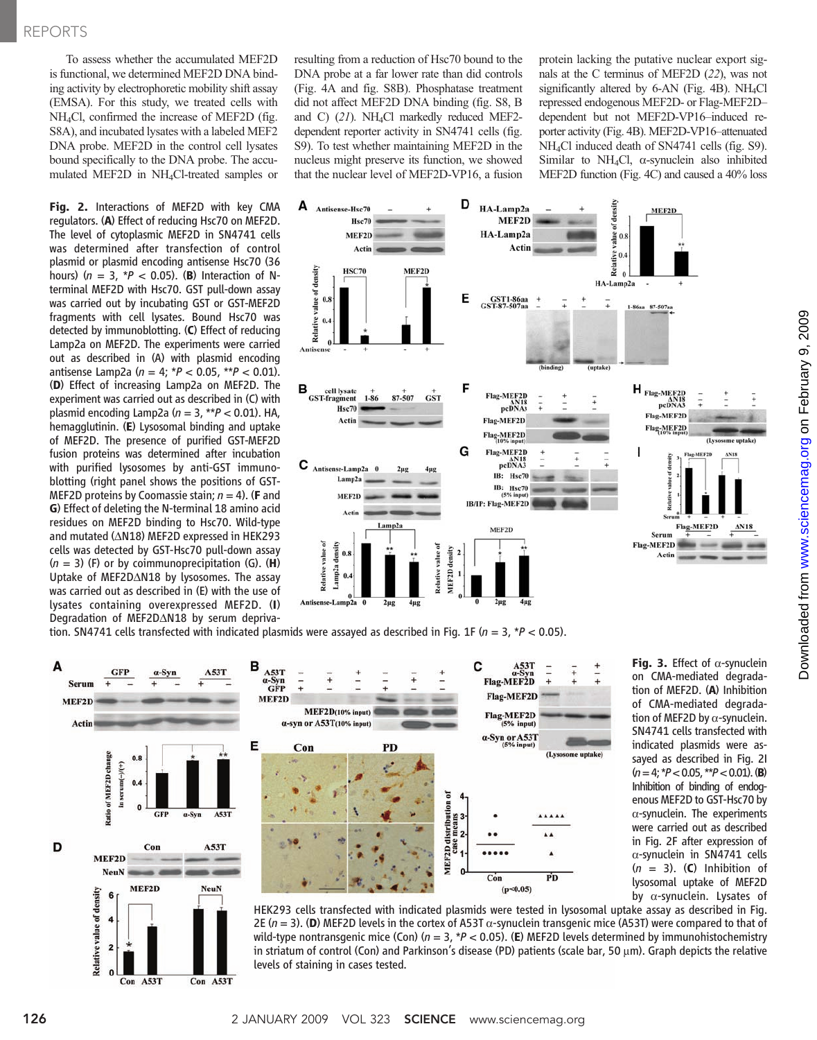To assess whether the accumulated MEF2D is functional, we determined MEF2D DNA binding activity by electrophoretic mobility shift assay (EMSA). For this study, we treated cells with $NH_4Cl$, confirmed the increase of MEF2D (fig. S8A), and incubated lysates with a labeled MEF2 DNA probe. MEF2D in the control cell lysates bound specifically to the DNA probe. The accumulated MEF2D in $NH_4Cl$-treated samples or resulting from a reduction of Hsc70 bound to the DNA probe at a far lower rate than did controls (Fig. 4A and fig. S8B). Phosphatase treatment did not affect MEF2D DNA binding (fig. S8, B and C) (21). $NH_4Cl$ markedly reduced MEF2-dependent reporter activity in SN4741 cells (fig. S9). To test whether maintaining MEF2D in the nucleus might preserve its function, we showed that the nuclear level of MEF2D-VP16, a fusion protein lacking the putative nuclear export signals at the C terminus of MEF2D (22), was not significantly altered by 6-AN (Fig. 4B). $NH_4Cl$ repressed endogenous MEF2D- or Flag-MEF2D–dependent but not MEF2D-VP16–induced reporter activity (Fig. 4B). MEF2D-VP16–attenuated $NH_4Cl$ induced death of SN4741 cells (fig. S9). Similar to $NH_4Cl$, α-synuclein also inhibited MEF2D function (Fig. 4C) and caused a 40% loss

**Fig. 2.** Interactions of MEF2D with key CMA regulators. (**A**) Effect of reducing Hsc70 on MEF2D. The level of cytoplasmic MEF2D in SN4741 cells was determined after transfection of control plasmid or plasmid encoding antisense Hsc70 (36 hours) ($n = 3$, $*P < 0.05$). (**B**) Interaction of N-terminal MEF2D with Hsc70. GST pull-down assay was carried out by incubating GST or GST-MEF2D fragments with cell lysates. Bound Hsc70 was detected by immunoblotting. (**C**) Effect of reducing Lamp2a on MEF2D. The experiments were carried out as described in (A) with plasmid encoding antisense Lamp2a ($n = 4$; $*P < 0.05$, $**P < 0.01$). (**D**) Effect of increasing Lamp2a on MEF2D. The experiment was carried out as described in (C) with plasmid encoding Lamp2a ($n = 3$, $**P < 0.01$). HA, hemagglutinin. (**E**) Lysosomal binding and uptake of MEF2D. The presence of purified GST-MEF2D fusion proteins was determined after incubation with purified lysosomes by anti-GST immunoblotting (right panel shows the positions of GST-MEF2D proteins by Coomassie stain; $n = 4$). (**F** and **G**) Effect of deleting the N-terminal 18 amino acid residues on MEF2D binding to Hsc70. Wild-type and mutated (ΔN18) MEF2D expressed in HEK293 cells was detected by GST-Hsc70 pull-down assay ($n = 3$) (F) or by coimmunoprecipitation (G). (**H**) Uptake of MEF2DΔN18 by lysosomes. The assay was carried out as described in (E) with the use of lysates containing overexpressed MEF2D. (**I**) Degradation of MEF2DΔN18 by serum deprivation. SN4741 cells transfected with indicated plasmids were assayed as described in Fig. 1F ($n = 3$, $*P < 0.05$).

**Fig. 3.** Effect of α-synuclein on CMA-mediated degradation of MEF2D. (**A**) Inhibition of CMA-mediated degradation of MEF2D by α-synuclein. SN4741 cells transfected with indicated plasmids were assayed as described in Fig. 2I ($n = 4$; $*P < 0.05$, $**P < 0.01$). (**B**) Inhibition of binding of endogenous MEF2D to GST-Hsc70 by α-synuclein. The experiments were carried out as described in Fig. 2F after expression of α-synuclein in SN4741 cells ($n = 3$). (**C**) Inhibition of lysosomal uptake of MEF2D by α-synuclein. Lysates of HEK293 cells transfected with indicated plasmids were tested in lysosomal uptake assay as described in Fig. 2E ($n = 3$). (**D**) MEF2D levels in the cortex of A53T α-synuclein transgenic mice (A53T) were compared to that of wild-type nontransgenic mice (Con) ($n = 3$, $*P < 0.05$). (**E**) MEF2D levels determined by immunohistochemistry in striatum of control (Con) and Parkinson's disease (PD) patients (scale bar, 50 μm). Graph depicts the relative levels of staining in cases tested.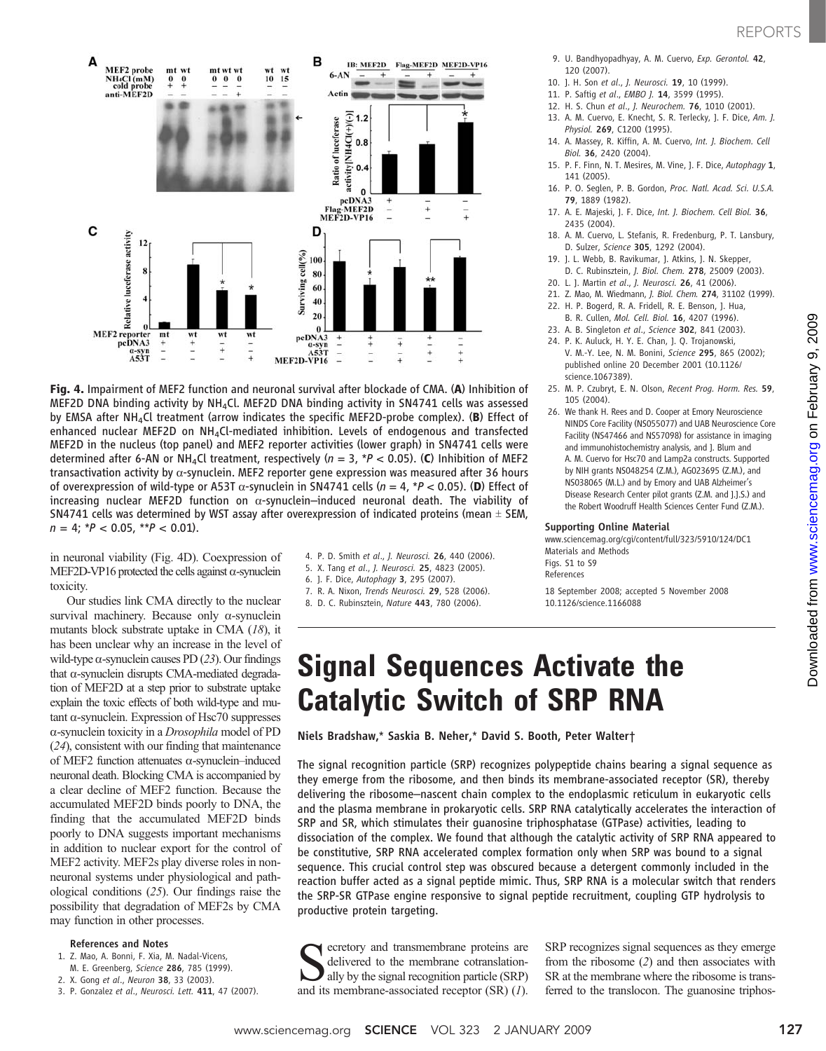A

MEF2 probe mt wt mt wt wt wt wt
$NH_4Cl$ (mM) 0 0 0 0 0 10 15
cold probe + + − − − − −
anti-MEF2D − − − − + − −

B

IB: MEF2D Flag-MEF2D MEF2D-VP16
6-AN − + − + − +
Actin

Ratio of luciferase activity[$NH_4Cl$(+)/(−)]
1.2
0.8
0.4
0
pcDNA3 + − −
Flag-MEF2D − + −
MEF2D-VP16 − − +

C

Relative luciferase activity
12
8
4
0
MEF2 reporter mt wt wt wt
pcDNA3 + + − −
α-syn − − + −
A53T − − − +

D

Surviving cell(%)
100
80
60
40
20
0
pcDNA3 + + − − − −
α-syn − + − + − −
A53T − − − − + +
MEF2D-VP16 − − + − + +

**Fig. 4.** Impairment of MEF2 function and neuronal survival after blockade of CMA. (**A**) Inhibition of MEF2D DNA binding activity by $NH_4Cl$. MEF2D DNA binding activity in SN4741 cells was assessed by EMSA after $NH_4Cl$ treatment (arrow indicates the specific MEF2D-probe complex). (**B**) Effect of enhanced nuclear MEF2D on $NH_4Cl$-mediated inhibition. Levels of endogenous and transfected MEF2D in the nucleus (top panel) and MEF2 reporter activities (lower graph) in SN4741 cells were determined after 6-AN or $NH_4Cl$ treatment, respectively ($n = 3$, $*P < 0.05$). (**C**) Inhibition of MEF2 transactivation activity by α-synuclein. MEF2 reporter gene expression was measured after 36 hours of overexpression of wild-type or A53T α-synuclein in SN4741 cells ($n = 4$, $*P < 0.05$). (**D**) Effect of increasing nuclear MEF2D function on α-synuclein–induced neuronal death. The viability of SN4741 cells was determined by WST assay after overexpression of indicated proteins (mean ± SEM, $n = 4$; $*P < 0.05$, $**P < 0.01$).

in neuronal viability (Fig. 4D). Coexpression of MEF2D-VP16 protected the cells against α-synuclein toxicity.

Our studies link CMA directly to the nuclear survival machinery. Because only α-synuclein mutants block substrate uptake in CMA (*18*), it has been unclear why an increase in the level of wild-type α-synuclein causes PD (*23*). Our findings that α-synuclein disrupts CMA-mediated degradation of MEF2D at a step prior to substrate uptake explain the toxic effects of both wild-type and mutant α-synuclein. Expression of Hsc70 suppresses α-synuclein toxicity in a *Drosophila* model of PD (*24*), consistent with our finding that maintenance of MEF2 function attenuates α-synuclein–induced neuronal death. Blocking CMA is accompanied by a clear decline of MEF2 function. Because the accumulated MEF2D binds poorly to DNA, the finding that the accumulated MEF2D binds poorly to DNA suggests important mechanisms in addition to nuclear export for the control of MEF2 activity. MEF2s play diverse roles in nonneuronal systems under physiological and pathological conditions (*25*). Our findings raise the possibility that degradation of MEF2s by CMA may function in other processes.

### References and Notes

1. Z. Mao, A. Bonni, F. Xia, M. Nadal-Vicens, M. E. Greenberg, *Science* **286**, 785 (1999).
2. X. Gong *et al.*, *Neuron* **38**, 33 (2003).
3. P. Gonzalez *et al.*, *Neurosci. Lett.* **411**, 47 (2007).
4. P. D. Smith *et al.*, *J. Neurosci.* **26**, 440 (2006).
5. X. Tang *et al.*, *J. Neurosci.* **25**, 4823 (2005).
6. J. F. Dice, *Autophagy* **3**, 295 (2007).
7. R. A. Nixon, *Trends Neurosci.* **29**, 528 (2006).
8. D. C. Rubinsztein, *Nature* **443**, 780 (2006).
9. U. Bandhyopadhyay, A. M. Cuervo, *Exp. Gerontol.* **42**, 120 (2007).
10. J. H. Son *et al.*, *J. Neurosci.* **19**, 10 (1999).
11. P. Saftig *et al.*, *EMBO J.* **14**, 3599 (1995).
12. H. S. Chun *et al.*, *J. Neurochem.* **76**, 1010 (2001).
13. A. M. Cuervo, E. Knecht, S. R. Terlecky, J. F. Dice, *Am. J. Physiol.* **269**, C1200 (1995).
14. A. Massey, R. Kiffin, A. M. Cuervo, *Int. J. Biochem. Cell Biol.* **36**, 2420 (2004).
15. P. F. Finn, N. T. Mesires, M. Vine, J. F. Dice, *Autophagy* **1**, 141 (2005).
16. P. O. Seglen, P. B. Gordon, *Proc. Natl. Acad. Sci. U.S.A.* **79**, 1889 (1982).
17. A. E. Majeski, J. F. Dice, *Int. J. Biochem. Cell Biol.* **36**, 2435 (2004).
18. A. M. Cuervo, L. Stefanis, R. Fredenburg, P. T. Lansbury, D. Sulzer, *Science* **305**, 1292 (2004).
19. J. L. Webb, B. Ravikumar, J. Atkins, J. N. Skepper, D. C. Rubinsztein, *J. Biol. Chem.* **278**, 25009 (2003).
20. L. J. Martin *et al.*, *J. Neurosci.* **26**, 41 (2006).
21. Z. Mao, M. Wiedmann, *J. Biol. Chem.* **274**, 31102 (1999).
22. H. P. Bogerd, R. A. Fridell, R. E. Benson, J. Hua, B. R. Cullen, *Mol. Cell. Biol.* **16**, 4207 (1996).
23. A. B. Singleton *et al.*, *Science* **302**, 841 (2003).
24. P. K. Auluck, H. Y. E. Chan, J. Q. Trojanowski, V. M.-Y. Lee, N. M. Bonini, *Science* **295**, 865 (2002); published online 20 December 2001 (10.1126/science.1067389).
25. M. P. Czubryt, E. N. Olson, *Recent Prog. Horm. Res.* **59**, 105 (2004).
26. We thank H. Rees and D. Cooper at Emory Neuroscience NINDS Core Facility (NS055077) and UAB Neuroscience Core Facility (NS47466 and NS57098) for assistance in imaging and immunohistochemistry analysis, and J. Blum and A. M. Cuervo for Hsc70 and Lamp2a constructs. Supported by NIH grants NS048254 (Z.M.), AG023695 (Z.M.), and NS038065 (M.L.) and by Emory and UAB Alzheimer's Disease Research Center pilot grants (Z.M. and J.J.S.) and the Robert Woodruff Health Sciences Center Fund (Z.M.).

### Supporting Online Material

www.sciencemag.org/cgi/content/full/323/5910/124/DC1
Materials and Methods
Figs. S1 to S9
References

18 September 2008; accepted 5 November 2008
10.1126/science.1166088

# Signal Sequences Activate the Catalytic Switch of SRP RNA

**Niels Bradshaw,* Saskia B. Neher,* David S. Booth, Peter Walter†**

The signal recognition particle (SRP) recognizes polypeptide chains bearing a signal sequence as they emerge from the ribosome, and then binds its membrane-associated receptor (SR), thereby delivering the ribosome–nascent chain complex to the endoplasmic reticulum in eukaryotic cells and the plasma membrane in prokaryotic cells. SRP RNA catalytically accelerates the interaction of SRP and SR, which stimulates their guanosine triphosphatase (GTPase) activities, leading to dissociation of the complex. We found that although the catalytic activity of SRP RNA appeared to be constitutive, SRP RNA accelerated complex formation only when SRP was bound to a signal sequence. This crucial control step was obscured because a detergent commonly included in the reaction buffer acted as a signal peptide mimic. Thus, SRP RNA is a molecular switch that renders the SRP-SR GTPase engine responsive to signal peptide recruitment, coupling GTP hydrolysis to productive protein targeting.

Secretory and transmembrane proteins are delivered to the membrane cotranslationally by the signal recognition particle (SRP) and its membrane-associated receptor (SR) (*1*). SRP recognizes signal sequences as they emerge from the ribosome (*2*) and then associates with SR at the membrane where the ribosome is transferred to the translocon. The guanosine triphos-